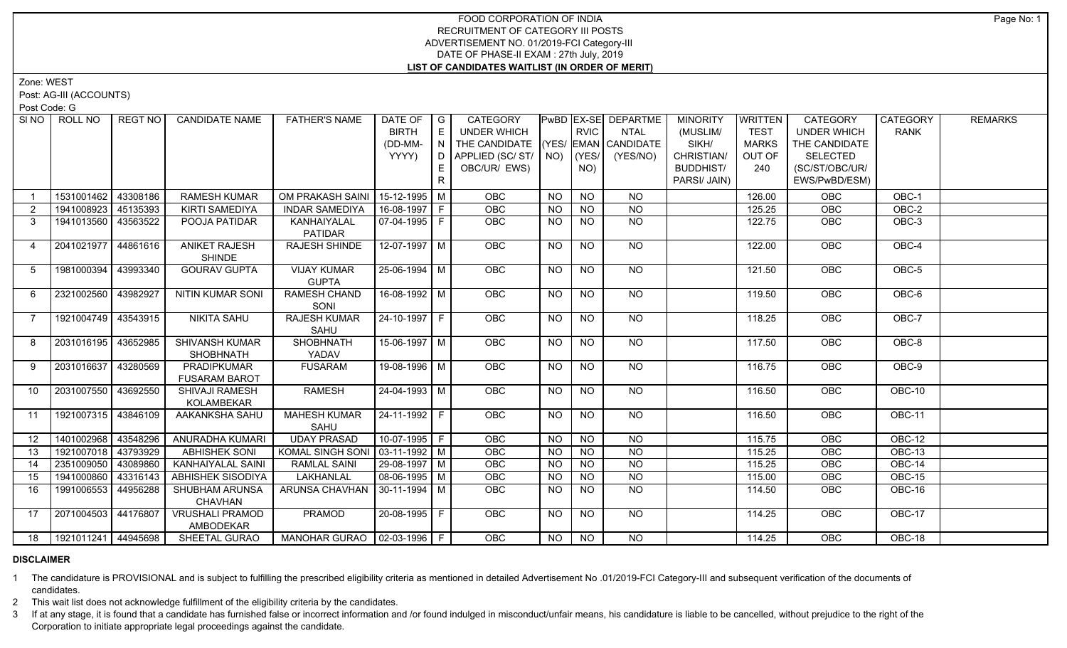# FOOD CORPORATION OF INDIA
## RECRUITMENT OF CATEGORY III POSTS
## ADVERTISEMENT NO. 01/2019-FCI Category-III
## DATE OF PHASE-II EXAM : 27th July, 2019
## LIST OF CANDIDATES WAITLIST (IN ORDER OF MERIT)

Zone: WEST

Post: AG-III (ACCOUNTS)

Post Code: G

| Sl NO | ROLL NO | REGT NO | CANDIDATE NAME | FATHER'S NAME | DATE OF BIRTH (DD-MM-YYYY) | GENDER | CATEGORY UNDER WHICH THE CANDIDATE APPLIED (SC/ ST/ OBC/UR/ EWS) | PwBD (YES/ NO) | EX-SERVICEMAN (YES/ NO) | DEPARTMENTAL CANDIDATE (YES/NO) | MINORITY (MUSLIM/ SIKH/ CHRISTIAN/ BUDDHIST/ PARSI/ JAIN) | WRITTEN TEST MARKS OUT OF 240 | CATEGORY UNDER WHICH THE CANDIDATE SELECTED (SC/ST/OBC/UR/ EWS/PwBD/ESM) | CATEGORY RANK | REMARKS |
|---|---|---|---|---|---|---|---|---|---|---|---|---|---|---|---|
| 1 | 1531001462 | 43308186 | RAMESH KUMAR | OM PRAKASH SAINI | 15-12-1995 | M | OBC | NO | NO | NO | | 126.00 | OBC | OBC-1 | |
| 2 | 1941008923 | 45135393 | KIRTI SAMEDIYA | INDAR SAMEDIYA | 16-08-1997 | F | OBC | NO | NO | NO | | 125.25 | OBC | OBC-2 | |
| 3 | 1941013560 | 43563522 | POOJA PATIDAR | KANHAIYALAL PATIDAR | 07-04-1995 | F | OBC | NO | NO | NO | | 122.75 | OBC | OBC-3 | |
| 4 | 2041021977 | 44861616 | ANIKET RAJESH SHINDE | RAJESH SHINDE | 12-07-1997 | M | OBC | NO | NO | NO | | 122.00 | OBC | OBC-4 | |
| 5 | 1981000394 | 43993340 | GOURAV GUPTA | VIJAY KUMAR GUPTA | 25-06-1994 | M | OBC | NO | NO | NO | | 121.50 | OBC | OBC-5 | |
| 6 | 2321002560 | 43982927 | NITIN KUMAR SONI | RAMESH CHAND SONI | 16-08-1992 | M | OBC | NO | NO | NO | | 119.50 | OBC | OBC-6 | |
| 7 | 1921004749 | 43543915 | NIKITA SAHU | RAJESH KUMAR SAHU | 24-10-1997 | F | OBC | NO | NO | NO | | 118.25 | OBC | OBC-7 | |
| 8 | 2031016195 | 43652985 | SHIVANSH KUMAR SHOBHNATH | SHOBHNATH YADAV | 15-06-1997 | M | OBC | NO | NO | NO | | 117.50 | OBC | OBC-8 | |
| 9 | 2031016637 | 43280569 | PRADIPKUMAR FUSARAM BAROT | FUSARAM | 19-08-1996 | M | OBC | NO | NO | NO | | 116.75 | OBC | OBC-9 | |
| 10 | 2031007550 | 43692550 | SHIVAJI RAMESH KOLAMBEKAR | RAMESH | 24-04-1993 | M | OBC | NO | NO | NO | | 116.50 | OBC | OBC-10 | |
| 11 | 1921007315 | 43846109 | AAKANKSHA SAHU | MAHESH KUMAR SAHU | 24-11-1992 | F | OBC | NO | NO | NO | | 116.50 | OBC | OBC-11 | |
| 12 | 1401002968 | 43548296 | ANURADHA KUMARI | UDAY PRASAD | 10-07-1995 | F | OBC | NO | NO | NO | | 115.75 | OBC | OBC-12 | |
| 13 | 1921007018 | 43793929 | ABHISHEK SONI | KOMAL SINGH SONI | 03-11-1992 | M | OBC | NO | NO | NO | | 115.25 | OBC | OBC-13 | |
| 14 | 2351009050 | 43089860 | KANHAIYALAL SAINI | RAMLAL SAINI | 29-08-1997 | M | OBC | NO | NO | NO | | 115.25 | OBC | OBC-14 | |
| 15 | 1941000860 | 43316143 | ABHISHEK SISODIYA | LAKHANLAL | 08-06-1995 | M | OBC | NO | NO | NO | | 115.00 | OBC | OBC-15 | |
| 16 | 1991006553 | 44956288 | SHUBHAM ARUNSA CHAVHAN | ARUNSA CHAVHAN | 30-11-1994 | M | OBC | NO | NO | NO | | 114.50 | OBC | OBC-16 | |
| 17 | 2071004503 | 44176807 | VRUSHALI PRAMOD AMBODEKAR | PRAMOD | 20-08-1995 | F | OBC | NO | NO | NO | | 114.25 | OBC | OBC-17 | |
| 18 | 1921011241 | 44945698 | SHEETAL GURAO | MANOHAR GURAO | 02-03-1996 | F | OBC | NO | NO | NO | | 114.25 | OBC | OBC-18 | |

**DISCLAIMER**

1 The candidature is PROVISIONAL and is subject to fulfilling the prescribed eligibility criteria as mentioned in detailed Advertisement No .01/2019-FCI Category-III and subsequent verification of the documents of candidates.

2 This wait list does not acknowledge fulfillment of the eligibility criteria by the candidates.

3 If at any stage, it is found that a candidate has furnished false or incorrect information and /or found indulged in misconduct/unfair means, his candidature is liable to be cancelled, without prejudice to the right of the Corporation to initiate appropriate legal proceedings against the candidate.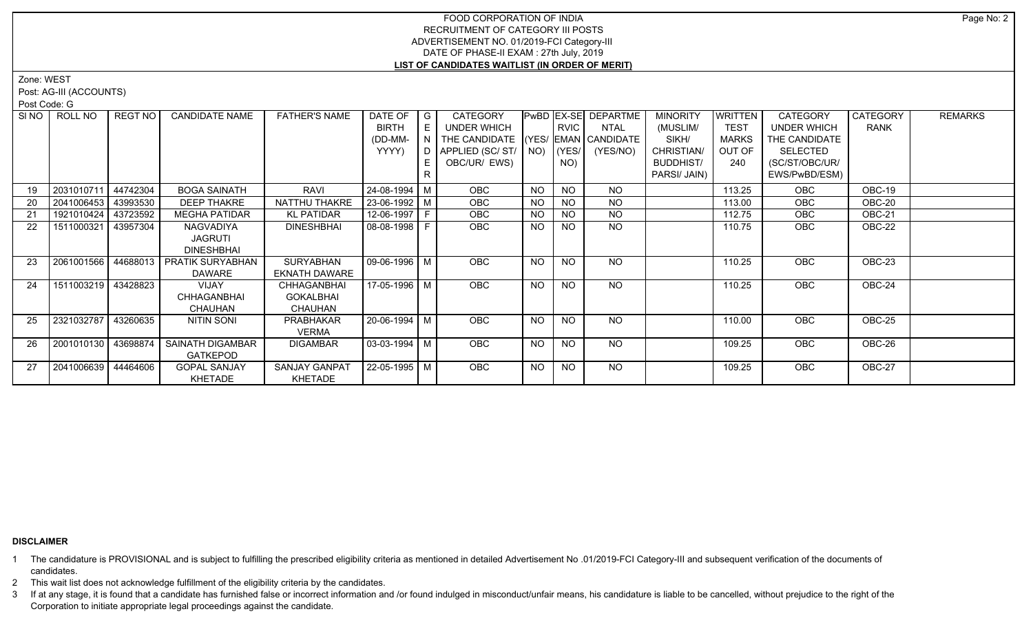# FOOD CORPORATION OF INDIA
## RECRUITMENT OF CATEGORY III POSTS
ADVERTISEMENT NO. 01/2019-FCI Category-III

DATE OF PHASE-II EXAM : 27th July, 2019

**LIST OF CANDIDATES WAITLIST (IN ORDER OF MERIT)**

Zone: WEST

Post: AG-III (ACCOUNTS)

Post Code: G

| SI NO | ROLL NO | REGT NO | CANDIDATE NAME | FATHER'S NAME | DATE OF BIRTH (DD-MM-YYYY) | GENDER | CATEGORY UNDER WHICH THE CANDIDATE APPLIED (SC/ ST/ OBC/UR/ EWS) | PwBD (YES/ NO) | EX-SERVICEMAN (YES/ NO) | DEPARTMENTAL CANDIDATE (YES/NO) | MINORITY (MUSLIM/ SIKH/ CHRISTIAN/ BUDDHIST/ PARSI/ JAIN) | WRITTEN TEST MARKS OUT OF 240 | CATEGORY UNDER WHICH THE CANDIDATE SELECTED (SC/ST/OBC/UR/ EWS/PwBD/ESM) | CATEGORY RANK | REMARKS |
|---|---|---|---|---|---|---|---|---|---|---|---|---|---|---|---|
| 19 | 2031010711 | 44742304 | BOGA SAINATH | RAVI | 24-08-1994 | M | OBC | NO | NO | NO | | 113.25 | OBC | OBC-19 | |
| 20 | 2041006453 | 43993530 | DEEP THAKRE | NATTHU THAKRE | 23-06-1992 | M | OBC | NO | NO | NO | | 113.00 | OBC | OBC-20 | |
| 21 | 1921010424 | 43723592 | MEGHA PATIDAR | KL PATIDAR | 12-06-1997 | F | OBC | NO | NO | NO | | 112.75 | OBC | OBC-21 | |
| 22 | 1511000321 | 43957304 | NAGVADIYA JAGRUTI DINESHBHAI | DINESHBHAI | 08-08-1998 | F | OBC | NO | NO | NO | | 110.75 | OBC | OBC-22 | |
| 23 | 2061001566 | 44688013 | PRATIK SURYABHAN DAWARE | SURYABHAN EKNATH DAWARE | 09-06-1996 | M | OBC | NO | NO | NO | | 110.25 | OBC | OBC-23 | |
| 24 | 1511003219 | 43428823 | VIJAY CHHAGANBHAI CHAUHAN | CHHAGANBHAI GOKALBHAI CHAUHAN | 17-05-1996 | M | OBC | NO | NO | NO | | 110.25 | OBC | OBC-24 | |
| 25 | 2321032787 | 43260635 | NITIN SONI | PRABHAKAR VERMA | 20-06-1994 | M | OBC | NO | NO | NO | | 110.00 | OBC | OBC-25 | |
| 26 | 2001010130 | 43698874 | SAINATH DIGAMBAR GATKEPOD | DIGAMBAR | 03-03-1994 | M | OBC | NO | NO | NO | | 109.25 | OBC | OBC-26 | |
| 27 | 2041006639 | 44464606 | GOPAL SANJAY KHETADE | SANJAY GANPAT KHETADE | 22-05-1995 | M | OBC | NO | NO | NO | | 109.25 | OBC | OBC-27 | |

**DISCLAIMER**

1 The candidature is PROVISIONAL and is subject to fulfilling the prescribed eligibility criteria as mentioned in detailed Advertisement No .01/2019-FCI Category-III and subsequent verification of the documents of candidates.

2 This wait list does not acknowledge fulfillment of the eligibility criteria by the candidates.

3 If at any stage, it is found that a candidate has furnished false or incorrect information and /or found indulged in misconduct/unfair means, his candidature is liable to be cancelled, without prejudice to the right of the Corporation to initiate appropriate legal proceedings against the candidate.